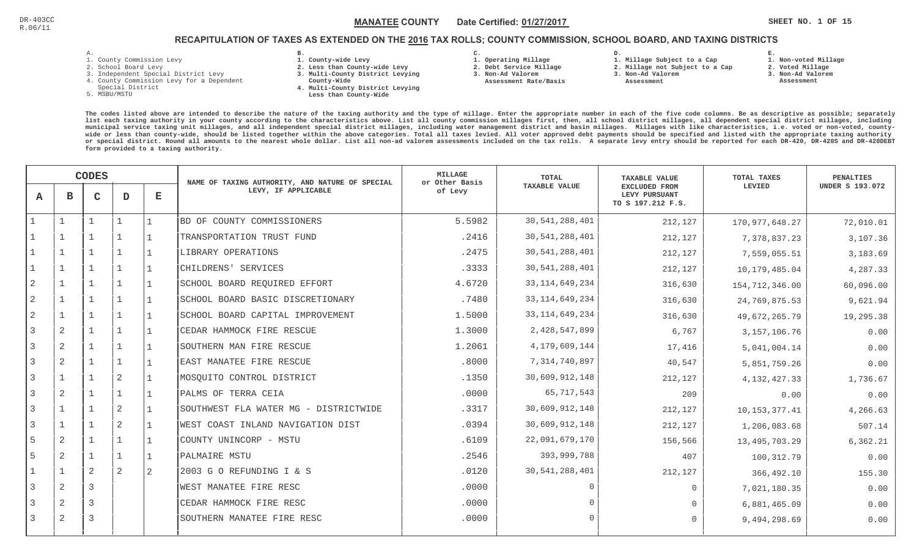DR-403CC
R.06/11

**MANATEE COUNTY** Date Certified: **01/27/2017**

# RECAPITULATION OF TAXES AS EXTENDED ON THE 2016 TAX ROLLS; COUNTY COMMISSION, SCHOOL BOARD, AND TAXING DISTRICTS

**A.**
1. County Commission Levy
2. School Board Levy
3. Independent Special District Levy
4. County Commission Levy for a Dependent Special District
5. MSBU/MSTU

**B.**
1. County-wide Levy
2. Less than County-wide Levy
3. Multi-County District Levying County-Wide
4. Multi-County District Levying Less than County-Wide

**C.**
1. Operating Millage
2. Debt Service Millage
3. Non-Ad Valorem Assessment Rate/Basis

**D.**
1. Millage Subject to a Cap
2. Millage not Subject to a Cap
3. Non-Ad Valorem Assessment

**E.**
1. Non-voted Millage
2. Voted Millage
3. Non-Ad Valorem Assessment

The codes listed above are intended to describe the nature of the taxing authority and the type of millage. Enter the appropriate number in each of the five code columns. Be as descriptive as possible; separately list each taxing authority in your county according to the characteristics above. List all county commission millages first, then, all school district millages, all dependent special district millages, including municipal service taxing unit millages, and all independent special district millages, including water management district and basin millages. Millages with like characteristics, i.e. voted or non-voted, county-wide or less than county-wide, should be listed together within the above categories. Total all taxes levied. All voter approved debt payments should be specified and listed with the appropriate taxing authority or special district. Round all amounts to the nearest whole dollar. List all non-ad valorem assessments included on the tax rolls. A separate levy entry should be reported for each DR-420, DR-420S and DR-420DEBT form provided to a taxing authority.

| A | B | C | D | E | NAME OF TAXING AUTHORITY, AND NATURE OF SPECIAL LEVY, IF APPLICABLE | MILLAGE or Other Basis of Levy | TOTAL TAXABLE VALUE | TAXABLE VALUE EXCLUDED FROM LEVY PURSUANT TO S 197.212 F.S. | TOTAL TAXES LEVIED | PENALTIES UNDER S 193.072 |
|---|---|---|---|---|---|---|---|---|---|---|
| 1 | 1 | 1 | 1 | 1 | BD OF COUNTY COMMISSIONERS | 5.5982 | 30,541,288,401 | 212,127 | 170,977,648.27 | 72,010.01 |
| 1 | 1 | 1 | 1 | 1 | TRANSPORTATION TRUST FUND | .2416 | 30,541,288,401 | 212,127 | 7,378,837.23 | 3,107.36 |
| 1 | 1 | 1 | 1 | 1 | LIBRARY OPERATIONS | .2475 | 30,541,288,401 | 212,127 | 7,559,055.51 | 3,183.69 |
| 1 | 1 | 1 | 1 | 1 | CHILDRENS' SERVICES | .3333 | 30,541,288,401 | 212,127 | 10,179,485.04 | 4,287.33 |
| 2 | 1 | 1 | 1 | 1 | SCHOOL BOARD REQUIRED EFFORT | 4.6720 | 33,114,649,234 | 316,630 | 154,712,346.00 | 60,096.00 |
| 2 | 1 | 1 | 1 | 1 | SCHOOL BOARD BASIC DISCRETIONARY | .7480 | 33,114,649,234 | 316,630 | 24,769,875.53 | 9,621.94 |
| 2 | 1 | 1 | 1 | 1 | SCHOOL BOARD CAPITAL IMPROVEMENT | 1.5000 | 33,114,649,234 | 316,630 | 49,672,265.79 | 19,295.38 |
| 3 | 2 | 1 | 1 | 1 | CEDAR HAMMOCK FIRE RESCUE | 1.3000 | 2,428,547,899 | 6,767 | 3,157,106.76 | 0.00 |
| 3 | 2 | 1 | 1 | 1 | SOUTHERN MAN FIRE RESCUE | 1.2061 | 4,179,609,144 | 17,416 | 5,041,004.14 | 0.00 |
| 3 | 2 | 1 | 1 | 1 | EAST MANATEE FIRE RESCUE | .8000 | 7,314,740,897 | 40,547 | 5,851,759.26 | 0.00 |
| 3 | 1 | 1 | 2 | 1 | MOSQUITO CONTROL DISTRICT | .1350 | 30,609,912,148 | 212,127 | 4,132,427.33 | 1,736.67 |
| 3 | 2 | 1 | 1 | 1 | PALMS OF TERRA CEIA | .0000 | 65,717,543 | 209 | 0.00 | 0.00 |
| 3 | 1 | 1 | 2 | 1 | SOUTHWEST FLA WATER MG - DISTRICTWIDE | .3317 | 30,609,912,148 | 212,127 | 10,153,377.41 | 4,266.63 |
| 3 | 1 | 1 | 2 | 1 | WEST COAST INLAND NAVIGATION DIST | .0394 | 30,609,912,148 | 212,127 | 1,206,083.68 | 507.14 |
| 5 | 2 | 1 | 1 | 1 | COUNTY UNINCORP - MSTU | .6109 | 22,091,679,170 | 156,566 | 13,495,703.29 | 6,362.21 |
| 5 | 2 | 1 | 1 | 1 | PALMAIRE MSTU | .2546 | 393,999,788 | 407 | 100,312.79 | 0.00 |
| 1 | 1 | 2 | 2 | 2 | 2003 G O REFUNDING I & S | .0120 | 30,541,288,401 | 212,127 | 366,492.10 | 155.30 |
| 3 | 2 | 3 | | | WEST MANATEE FIRE RESC | .0000 | 0 | 0 | 7,021,180.35 | 0.00 |
| 3 | 2 | 3 | | | CEDAR HAMMOCK FIRE RESC | .0000 | 0 | 0 | 6,881,465.09 | 0.00 |
| 3 | 2 | 3 | | | SOUTHERN MANATEE FIRE RESC | .0000 | 0 | 0 | 9,494,298.69 | 0.00 |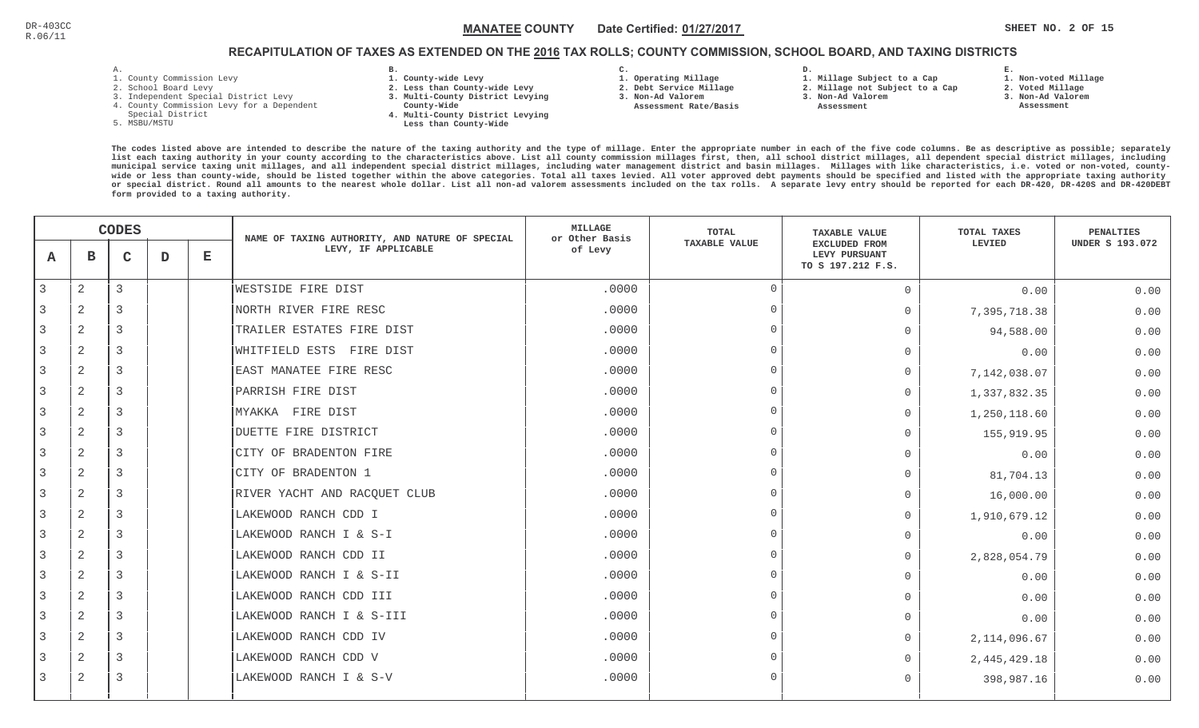DR-403CC
R.06/11

**MANATEE COUNTY** Date Certified: **01/27/2017**

## RECAPITULATION OF TAXES AS EXTENDED ON THE 2016 TAX ROLLS; COUNTY COMMISSION, SCHOOL BOARD, AND TAXING DISTRICTS

A.
1. County Commission Levy
2. School Board Levy
3. Independent Special District Levy
4. County Commission Levy for a Dependent Special District
5. MSBU/MSTU

B.
1. County-wide Levy
2. Less than County-wide Levy
3. Multi-County District Levying County-Wide
4. Multi-County District Levying Less than County-Wide

C.
1. Operating Millage
2. Debt Service Millage
3. Non-Ad Valorem Assessment Rate/Basis

D.
1. Millage Subject to a Cap
2. Millage not Subject to a Cap
3. Non-Ad Valorem Assessment

E.
1. Non-voted Millage
2. Voted Millage
3. Non-Ad Valorem Assessment

The codes listed above are intended to describe the nature of the taxing authority and the type of millage. Enter the appropriate number in each of the five code columns. Be as descriptive as possible; separately list each taxing authority in your county according to the characteristics above. List all county commission millages first, then, all school district millages, all dependent special district millages, including municipal service taxing unit millages, and all independent special district millages, including water management district and basin millages. Millages with like characteristics, i.e. voted or non-voted, county-wide or less than county-wide, should be listed together within the above categories. Total all taxes levied. All voter approved debt payments should be specified and listed with the appropriate taxing authority or special district. Round all amounts to the nearest whole dollar. List all non-ad valorem assessments included on the tax rolls. A separate levy entry should be reported for each DR-420, DR-420S and DR-420DEBT form provided to a taxing authority.

| A | B | C | D | E | NAME OF TAXING AUTHORITY, AND NATURE OF SPECIAL LEVY, IF APPLICABLE | MILLAGE or Other Basis of Levy | TOTAL TAXABLE VALUE | TAXABLE VALUE EXCLUDED FROM LEVY PURSUANT TO S 197.212 F.S. | TOTAL TAXES LEVIED | PENALTIES UNDER S 193.072 |
|---|---|---|---|---|---|---|---|---|---|---|
| 3 | 2 | 3 | | | WESTSIDE FIRE DIST | .0000 | 0 | 0 | 0.00 | 0.00 |
| 3 | 2 | 3 | | | NORTH RIVER FIRE RESC | .0000 | 0 | 0 | 7,395,718.38 | 0.00 |
| 3 | 2 | 3 | | | TRAILER ESTATES FIRE DIST | .0000 | 0 | 0 | 94,588.00 | 0.00 |
| 3 | 2 | 3 | | | WHITFIELD ESTS FIRE DIST | .0000 | 0 | 0 | 0.00 | 0.00 |
| 3 | 2 | 3 | | | EAST MANATEE FIRE RESC | .0000 | 0 | 0 | 7,142,038.07 | 0.00 |
| 3 | 2 | 3 | | | PARRISH FIRE DIST | .0000 | 0 | 0 | 1,337,832.35 | 0.00 |
| 3 | 2 | 3 | | | MYAKKA FIRE DIST | .0000 | 0 | 0 | 1,250,118.60 | 0.00 |
| 3 | 2 | 3 | | | DUETTE FIRE DISTRICT | .0000 | 0 | 0 | 155,919.95 | 0.00 |
| 3 | 2 | 3 | | | CITY OF BRADENTON FIRE | .0000 | 0 | 0 | 0.00 | 0.00 |
| 3 | 2 | 3 | | | CITY OF BRADENTON 1 | .0000 | 0 | 0 | 81,704.13 | 0.00 |
| 3 | 2 | 3 | | | RIVER YACHT AND RACQUET CLUB | .0000 | 0 | 0 | 16,000.00 | 0.00 |
| 3 | 2 | 3 | | | LAKEWOOD RANCH CDD I | .0000 | 0 | 0 | 1,910,679.12 | 0.00 |
| 3 | 2 | 3 | | | LAKEWOOD RANCH I & S-I | .0000 | 0 | 0 | 0.00 | 0.00 |
| 3 | 2 | 3 | | | LAKEWOOD RANCH CDD II | .0000 | 0 | 0 | 2,828,054.79 | 0.00 |
| 3 | 2 | 3 | | | LAKEWOOD RANCH I & S-II | .0000 | 0 | 0 | 0.00 | 0.00 |
| 3 | 2 | 3 | | | LAKEWOOD RANCH CDD III | .0000 | 0 | 0 | 0.00 | 0.00 |
| 3 | 2 | 3 | | | LAKEWOOD RANCH I & S-III | .0000 | 0 | 0 | 0.00 | 0.00 |
| 3 | 2 | 3 | | | LAKEWOOD RANCH CDD IV | .0000 | 0 | 0 | 2,114,096.67 | 0.00 |
| 3 | 2 | 3 | | | LAKEWOOD RANCH CDD V | .0000 | 0 | 0 | 2,445,429.18 | 0.00 |
| 3 | 2 | 3 | | | LAKEWOOD RANCH I & S-V | .0000 | 0 | 0 | 398,987.16 | 0.00 |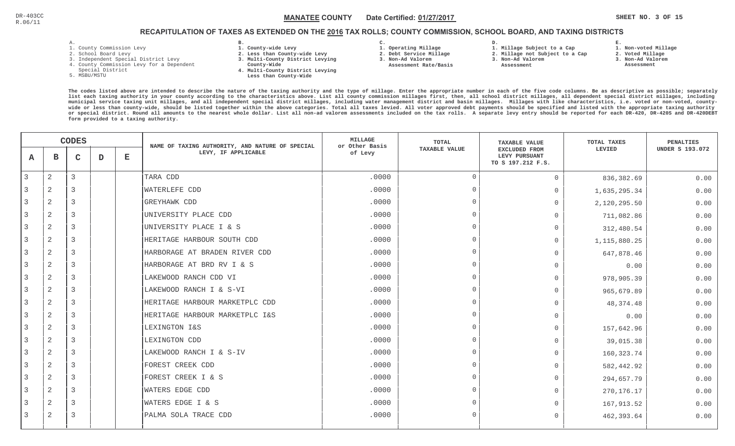DR-403CC
R.06/11

**MANATEE COUNTY** Date Certified: **01/27/2017**

## RECAPITULATION OF TAXES AS EXTENDED ON THE 2016 TAX ROLLS; COUNTY COMMISSION, SCHOOL BOARD, AND TAXING DISTRICTS

A.
1. County Commission Levy
2. School Board Levy
3. Independent Special District Levy
4. County Commission Levy for a Dependent Special District
5. MSBU/MSTU

B.
1. County-wide Levy
2. Less than County-wide Levy
3. Multi-County District Levying County-Wide
4. Multi-County District Levying Less than County-Wide

C.
1. Operating Millage
2. Debt Service Millage
3. Non-Ad Valorem Assessment Rate/Basis

D.
1. Millage Subject to a Cap
2. Millage not Subject to a Cap
3. Non-Ad Valorem Assessment

E.
1. Non-voted Millage
2. Voted Millage
3. Non-Ad Valorem Assessment

The codes listed above are intended to describe the nature of the taxing authority and the type of millage. Enter the appropriate number in each of the five code columns. Be as descriptive as possible; separately list each taxing authority in your county according to the characteristics above. List all county commission millages first, then, all school district millages, all independent special district millages, including municipal service taxing unit millages, and all independent special district millages, including water management district and basin millages. Millages with like characteristics, i.e. voted or non-voted, county-wide or less than county-wide, should be listed together within the above categories. Total all taxes levied. All voter approved debt payments should be specified and listed with the appropriate taxing authority or special district. Round all amounts to the nearest whole dollar. List all non-ad valorem assessments included on the tax rolls. A separate levy entry should be reported for each DR-420, DR-420S and DR-420DEBT form provided to a taxing authority.

| CODES | | | | | NAME OF TAXING AUTHORITY, AND NATURE OF SPECIAL LEVY, IF APPLICABLE | MILLAGE or Other Basis of Levy | TOTAL TAXABLE VALUE | TAXABLE VALUE EXCLUDED FROM LEVY PURSUANT TO S 197.212 F.S. | TOTAL TAXES LEVIED | PENALTIES UNDER S 193.072 |
|---|---|---|---|---|---|---|---|---|---|---|
| A | B | C | D | E | | | | | | |
| 3 | 2 | 3 | | | TARA CDD | .0000 | 0 | 0 | 836,382.69 | 0.00 |
| 3 | 2 | 3 | | | WATERLEFE CDD | .0000 | 0 | 0 | 1,635,295.34 | 0.00 |
| 3 | 2 | 3 | | | GREYHAWK CDD | .0000 | 0 | 0 | 2,120,295.50 | 0.00 |
| 3 | 2 | 3 | | | UNIVERSITY PLACE CDD | .0000 | 0 | 0 | 711,082.86 | 0.00 |
| 3 | 2 | 3 | | | UNIVERSITY PLACE I & S | .0000 | 0 | 0 | 312,480.54 | 0.00 |
| 3 | 2 | 3 | | | HERITAGE HARBOUR SOUTH CDD | .0000 | 0 | 0 | 1,115,880.25 | 0.00 |
| 3 | 2 | 3 | | | HARBORAGE AT BRADEN RIVER CDD | .0000 | 0 | 0 | 647,878.46 | 0.00 |
| 3 | 2 | 3 | | | HARBORAGE AT BRD RV I & S | .0000 | 0 | 0 | 0.00 | 0.00 |
| 3 | 2 | 3 | | | LAKEWOOD RANCH CDD VI | .0000 | 0 | 0 | 978,905.39 | 0.00 |
| 3 | 2 | 3 | | | LAKEWOOD RANCH I & S-VI | .0000 | 0 | 0 | 965,679.89 | 0.00 |
| 3 | 2 | 3 | | | HERITAGE HARBOUR MARKETPLC CDD | .0000 | 0 | 0 | 48,374.48 | 0.00 |
| 3 | 2 | 3 | | | HERITAGE HARBOUR MARKETPLC I&S | .0000 | 0 | 0 | 0.00 | 0.00 |
| 3 | 2 | 3 | | | LEXINGTON I&S | .0000 | 0 | 0 | 157,642.96 | 0.00 |
| 3 | 2 | 3 | | | LEXINGTON CDD | .0000 | 0 | 0 | 39,015.38 | 0.00 |
| 3 | 2 | 3 | | | LAKEWOOD RANCH I & S-IV | .0000 | 0 | 0 | 160,323.74 | 0.00 |
| 3 | 2 | 3 | | | FOREST CREEK CDD | .0000 | 0 | 0 | 582,442.92 | 0.00 |
| 3 | 2 | 3 | | | FOREST CREEK I & S | .0000 | 0 | 0 | 294,657.79 | 0.00 |
| 3 | 2 | 3 | | | WATERS EDGE CDD | .0000 | 0 | 0 | 270,176.17 | 0.00 |
| 3 | 2 | 3 | | | WATERS EDGE I & S | .0000 | 0 | 0 | 167,913.52 | 0.00 |
| 3 | 2 | 3 | | | PALMA SOLA TRACE CDD | .0000 | 0 | 0 | 462,393.64 | 0.00 |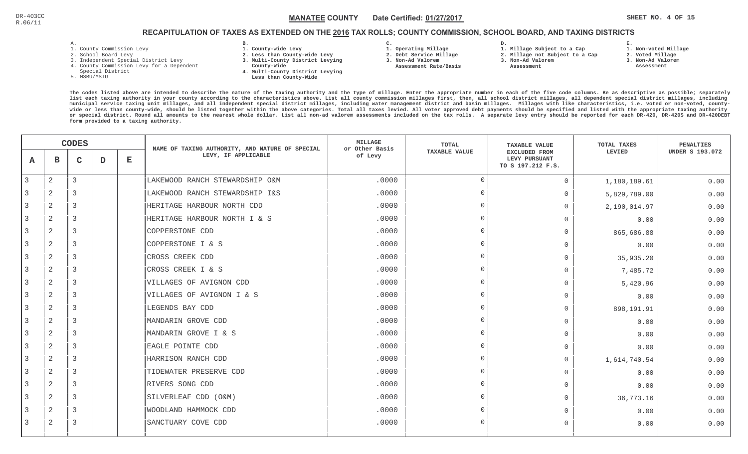DR-403CC
R.06/11

**MANATEE COUNTY** Date Certified: 01/27/2017

# RECAPITULATION OF TAXES AS EXTENDED ON THE 2016 TAX ROLLS; COUNTY COMMISSION, SCHOOL BOARD, AND TAXING DISTRICTS

A.
1. County Commission Levy
2. School Board Levy
3. Independent Special District Levy
4. County Commission Levy for a Dependent Special District
5. MSBU/MSTU

B.
1. County-wide Levy
2. Less than County-wide Levy
3. Multi-County District Levying County-Wide
4. Multi-County District Levying Less than County-Wide

C.
1. Operating Millage
2. Debt Service Millage
3. Non-Ad Valorem Assessment Rate/Basis

D.
1. Millage Subject to a Cap
2. Millage not Subject to a Cap
3. Non-Ad Valorem Assessment

E.
1. Non-voted Millage
2. Voted Millage
3. Non-Ad Valorem Assessment

The codes listed above are intended to describe the nature of the taxing authority and the type of millage. Enter the appropriate number in each of the five code columns. Be as descriptive as possible; separately list each taxing authority in your county according to the characteristics above. List all county commission millages first, then, all school district millages, all dependent special district millages, including municipal service taxing unit millages, and all independent special district millages, including water management district and basin millages. Millages with like characteristics, i.e. voted or non-voted, county-wide or less than county-wide, should be listed together within the above categories. Total all taxes levied. All voter approved debt payments should be specified and listed with the appropriate taxing authority or special district. Round all amounts to the nearest whole dollar. List all non-ad valorem assessments included on the tax rolls. A separate levy entry should be reported for each DR-420, DR-420S and DR-420DEBT form provided to a taxing authority.

| CODES A | B | C | D | E | NAME OF TAXING AUTHORITY, AND NATURE OF SPECIAL LEVY, IF APPLICABLE | MILLAGE or Other Basis of Levy | TOTAL TAXABLE VALUE | TAXABLE VALUE EXCLUDED FROM LEVY PURSUANT TO S 197.212 F.S. | TOTAL TAXES LEVIED | PENALTIES UNDER S 193.072 |
|---|---|---|---|---|---|---|---|---|---|---|
| 3 | 2 | 3 | | | LAKEWOOD RANCH STEWARDSHIP O&M | .0000 | 0 | 0 | 1,180,189.61 | 0.00 |
| 3 | 2 | 3 | | | LAKEWOOD RANCH STEWARDSHIP I&S | .0000 | 0 | 0 | 5,829,789.00 | 0.00 |
| 3 | 2 | 3 | | | HERITAGE HARBOUR NORTH CDD | .0000 | 0 | 0 | 2,190,014.97 | 0.00 |
| 3 | 2 | 3 | | | HERITAGE HARBOUR NORTH I & S | .0000 | 0 | 0 | 0.00 | 0.00 |
| 3 | 2 | 3 | | | COPPERSTONE CDD | .0000 | 0 | 0 | 865,686.88 | 0.00 |
| 3 | 2 | 3 | | | COPPERSTONE I & S | .0000 | 0 | 0 | 0.00 | 0.00 |
| 3 | 2 | 3 | | | CROSS CREEK CDD | .0000 | 0 | 0 | 35,935.20 | 0.00 |
| 3 | 2 | 3 | | | CROSS CREEK I & S | .0000 | 0 | 0 | 7,485.72 | 0.00 |
| 3 | 2 | 3 | | | VILLAGES OF AVIGNON CDD | .0000 | 0 | 0 | 5,420.96 | 0.00 |
| 3 | 2 | 3 | | | VILLAGES OF AVIGNON I & S | .0000 | 0 | 0 | 0.00 | 0.00 |
| 3 | 2 | 3 | | | LEGENDS BAY CDD | .0000 | 0 | 0 | 898,191.91 | 0.00 |
| 3 | 2 | 3 | | | MANDARIN GROVE CDD | .0000 | 0 | 0 | 0.00 | 0.00 |
| 3 | 2 | 3 | | | MANDARIN GROVE I & S | .0000 | 0 | 0 | 0.00 | 0.00 |
| 3 | 2 | 3 | | | EAGLE POINTE CDD | .0000 | 0 | 0 | 0.00 | 0.00 |
| 3 | 2 | 3 | | | HARRISON RANCH CDD | .0000 | 0 | 0 | 1,614,740.54 | 0.00 |
| 3 | 2 | 3 | | | TIDEWATER PRESERVE CDD | .0000 | 0 | 0 | 0.00 | 0.00 |
| 3 | 2 | 3 | | | RIVERS SONG CDD | .0000 | 0 | 0 | 0.00 | 0.00 |
| 3 | 2 | 3 | | | SILVERLEAF CDD (O&M) | .0000 | 0 | 0 | 36,773.16 | 0.00 |
| 3 | 2 | 3 | | | WOODLAND HAMMOCK CDD | .0000 | 0 | 0 | 0.00 | 0.00 |
| 3 | 2 | 3 | | | SANCTUARY COVE CDD | .0000 | 0 | 0 | 0.00 | 0.00 |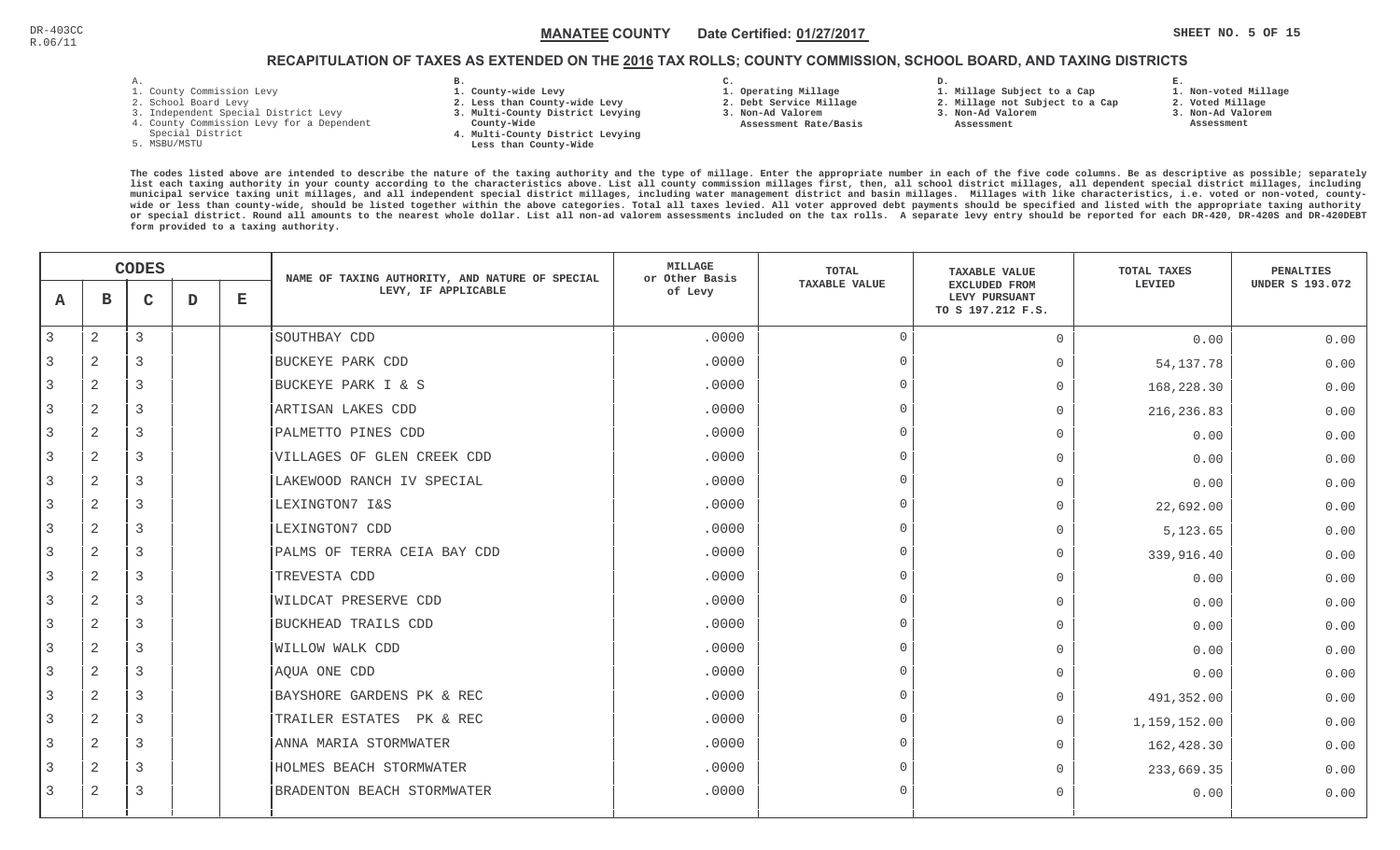DR-403CC
R.06/11

**MANATEE COUNTY** Date Certified: **01/27/2017**

## RECAPITULATION OF TAXES AS EXTENDED ON THE 2016 TAX ROLLS; COUNTY COMMISSION, SCHOOL BOARD, AND TAXING DISTRICTS

A.
1. County Commission Levy
2. School Board Levy
3. Independent Special District Levy
4. County Commission Levy for a Dependent Special District
5. MSBU/MSTU

B.
1. County-wide Levy
2. Less than County-wide Levy
3. Multi-County District Levying County-Wide
4. Multi-County District Levying Less than County-Wide

C.
1. Operating Millage
2. Debt Service Millage
3. Non-Ad Valorem Assessment Rate/Basis

D.
1. Millage Subject to a Cap
2. Millage not Subject to a Cap
3. Non-Ad Valorem Assessment

E.
1. Non-voted Millage
2. Voted Millage
3. Non-Ad Valorem Assessment

The codes listed above are intended to describe the nature of the taxing authority and the type of millage. Enter the appropriate number in each of the five code columns. Be as descriptive as possible; separately list each taxing authority in your county according to the characteristics above. List all county commission millages first, then, all school district millages, all dependent special district millages, including municipal service taxing unit millages, and all independent special district millages, including water management district and basin millages. Millages with like characteristics, i.e. voted or non-voted, county-wide or less than county-wide, should be listed together within the above categories. Total all taxes levied. All voter approved debt payments should be specified and listed with the appropriate taxing authority or special district. Round all amounts to the nearest whole dollar. List all non-ad valorem assessments included on the tax rolls. A separate levy entry should be reported for each DR-420, DR-420S and DR-420DEBT form provided to a taxing authority.

| A | B | C | D | E | NAME OF TAXING AUTHORITY, AND NATURE OF SPECIAL LEVY, IF APPLICABLE | MILLAGE or Other Basis of Levy | TOTAL TAXABLE VALUE | TAXABLE VALUE EXCLUDED FROM LEVY PURSUANT TO S 197.212 F.S. | TOTAL TAXES LEVIED | PENALTIES UNDER S 193.072 |
|---|---|---|---|---|---|---|---|---|---|---|
| 3 | 2 | 3 | | | SOUTHBAY CDD | .0000 | 0 | 0 | 0.00 | 0.00 |
| 3 | 2 | 3 | | | BUCKEYE PARK CDD | .0000 | 0 | 0 | 54,137.78 | 0.00 |
| 3 | 2 | 3 | | | BUCKEYE PARK I & S | .0000 | 0 | 0 | 168,228.30 | 0.00 |
| 3 | 2 | 3 | | | ARTISAN LAKES CDD | .0000 | 0 | 0 | 216,236.83 | 0.00 |
| 3 | 2 | 3 | | | PALMETTO PINES CDD | .0000 | 0 | 0 | 0.00 | 0.00 |
| 3 | 2 | 3 | | | VILLAGES OF GLEN CREEK CDD | .0000 | 0 | 0 | 0.00 | 0.00 |
| 3 | 2 | 3 | | | LAKEWOOD RANCH IV SPECIAL | .0000 | 0 | 0 | 0.00 | 0.00 |
| 3 | 2 | 3 | | | LEXINGTON7 I&S | .0000 | 0 | 0 | 22,692.00 | 0.00 |
| 3 | 2 | 3 | | | LEXINGTON7 CDD | .0000 | 0 | 0 | 5,123.65 | 0.00 |
| 3 | 2 | 3 | | | PALMS OF TERRA CEIA BAY CDD | .0000 | 0 | 0 | 339,916.40 | 0.00 |
| 3 | 2 | 3 | | | TREVESTA CDD | .0000 | 0 | 0 | 0.00 | 0.00 |
| 3 | 2 | 3 | | | WILDCAT PRESERVE CDD | .0000 | 0 | 0 | 0.00 | 0.00 |
| 3 | 2 | 3 | | | BUCKHEAD TRAILS CDD | .0000 | 0 | 0 | 0.00 | 0.00 |
| 3 | 2 | 3 | | | WILLOW WALK CDD | .0000 | 0 | 0 | 0.00 | 0.00 |
| 3 | 2 | 3 | | | AQUA ONE CDD | .0000 | 0 | 0 | 0.00 | 0.00 |
| 3 | 2 | 3 | | | BAYSHORE GARDENS PK & REC | .0000 | 0 | 0 | 491,352.00 | 0.00 |
| 3 | 2 | 3 | | | TRAILER ESTATES PK & REC | .0000 | 0 | 0 | 1,159,152.00 | 0.00 |
| 3 | 2 | 3 | | | ANNA MARIA STORMWATER | .0000 | 0 | 0 | 162,428.30 | 0.00 |
| 3 | 2 | 3 | | | HOLMES BEACH STORMWATER | .0000 | 0 | 0 | 233,669.35 | 0.00 |
| 3 | 2 | 3 | | | BRADENTON BEACH STORMWATER | .0000 | 0 | 0 | 0.00 | 0.00 |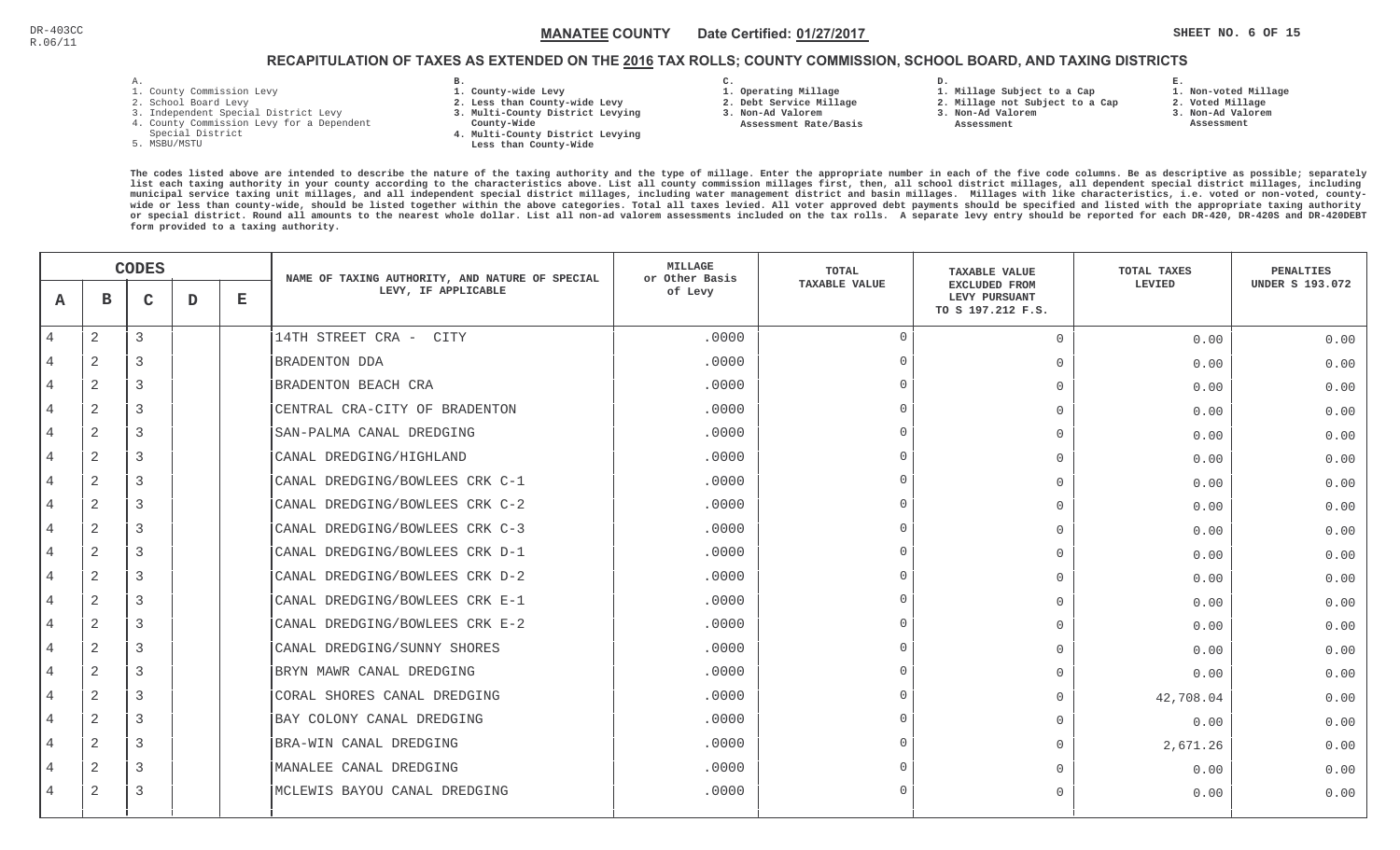DR-403CC
R.06/11

**MANATEE COUNTY** Date Certified: **01/27/2017**

## RECAPITULATION OF TAXES AS EXTENDED ON THE 2016 TAX ROLLS; COUNTY COMMISSION, SCHOOL BOARD, AND TAXING DISTRICTS

A.
1. County Commission Levy
2. School Board Levy
3. Independent Special District Levy
4. County Commission Levy for a Dependent Special District
5. MSBU/MSTU

B.
1. County-wide Levy
2. Less than County-wide Levy
3. Multi-County District Levying County-Wide
4. Multi-County District Levying Less than County-Wide

C.
1. Operating Millage
2. Debt Service Millage
3. Non-Ad Valorem Assessment Rate/Basis

D.
1. Millage Subject to a Cap
2. Millage not Subject to a Cap
3. Non-Ad Valorem Assessment

E.
1. Non-voted Millage
2. Voted Millage
3. Non-Ad Valorem Assessment

The codes listed above are intended to describe the nature of the taxing authority and the type of millage. Enter the appropriate number in each of the five code columns. Be as descriptive as possible; separately list each taxing authority in your county according to the characteristics above. List all county commission millages first, then, all school district millages, all independent special district millages, including municipal service taxing unit millages, and all independent special district millages, including water management district and basin millages. Millages with like characteristics, i.e. voted or non-voted, county-wide or less than county-wide, should be listed together within the above categories. Total all taxes levied. All voter approved debt payments should be specified and listed with the appropriate taxing authority or special district. Round all amounts to the nearest whole dollar. List all non-ad valorem assessments included on the tax rolls. A separate levy entry should be reported for each DR-420, DR-420S and DR-420DEBT form provided to a taxing authority.

| A | B | C | D | E | NAME OF TAXING AUTHORITY, AND NATURE OF SPECIAL LEVY, IF APPLICABLE | MILLAGE or Other Basis of Levy | TOTAL TAXABLE VALUE | TAXABLE VALUE EXCLUDED FROM LEVY PURSUANT TO S 197.212 F.S. | TOTAL TAXES LEVIED | PENALTIES UNDER S 193.072 |
|---|---|---|---|---|---|---|---|---|---|---|
| 4 | 2 | 3 | | | 14TH STREET CRA - CITY | .0000 | 0 | 0 | 0.00 | 0.00 |
| 4 | 2 | 3 | | | BRADENTON DDA | .0000 | 0 | 0 | 0.00 | 0.00 |
| 4 | 2 | 3 | | | BRADENTON BEACH CRA | .0000 | 0 | 0 | 0.00 | 0.00 |
| 4 | 2 | 3 | | | CENTRAL CRA-CITY OF BRADENTON | .0000 | 0 | 0 | 0.00 | 0.00 |
| 4 | 2 | 3 | | | SAN-PALMA CANAL DREDGING | .0000 | 0 | 0 | 0.00 | 0.00 |
| 4 | 2 | 3 | | | CANAL DREDGING/HIGHLAND | .0000 | 0 | 0 | 0.00 | 0.00 |
| 4 | 2 | 3 | | | CANAL DREDGING/BOWLEES CRK C-1 | .0000 | 0 | 0 | 0.00 | 0.00 |
| 4 | 2 | 3 | | | CANAL DREDGING/BOWLEES CRK C-2 | .0000 | 0 | 0 | 0.00 | 0.00 |
| 4 | 2 | 3 | | | CANAL DREDGING/BOWLEES CRK C-3 | .0000 | 0 | 0 | 0.00 | 0.00 |
| 4 | 2 | 3 | | | CANAL DREDGING/BOWLEES CRK D-1 | .0000 | 0 | 0 | 0.00 | 0.00 |
| 4 | 2 | 3 | | | CANAL DREDGING/BOWLEES CRK D-2 | .0000 | 0 | 0 | 0.00 | 0.00 |
| 4 | 2 | 3 | | | CANAL DREDGING/BOWLEES CRK E-1 | .0000 | 0 | 0 | 0.00 | 0.00 |
| 4 | 2 | 3 | | | CANAL DREDGING/BOWLEES CRK E-2 | .0000 | 0 | 0 | 0.00 | 0.00 |
| 4 | 2 | 3 | | | CANAL DREDGING/SUNNY SHORES | .0000 | 0 | 0 | 0.00 | 0.00 |
| 4 | 2 | 3 | | | BRYN MAWR CANAL DREDGING | .0000 | 0 | 0 | 0.00 | 0.00 |
| 4 | 2 | 3 | | | CORAL SHORES CANAL DREDGING | .0000 | 0 | 0 | 42,708.04 | 0.00 |
| 4 | 2 | 3 | | | BAY COLONY CANAL DREDGING | .0000 | 0 | 0 | 0.00 | 0.00 |
| 4 | 2 | 3 | | | BRA-WIN CANAL DREDGING | .0000 | 0 | 0 | 2,671.26 | 0.00 |
| 4 | 2 | 3 | | | MANALEE CANAL DREDGING | .0000 | 0 | 0 | 0.00 | 0.00 |
| 4 | 2 | 3 | | | MCLEWIS BAYOU CANAL DREDGING | .0000 | 0 | 0 | 0.00 | 0.00 |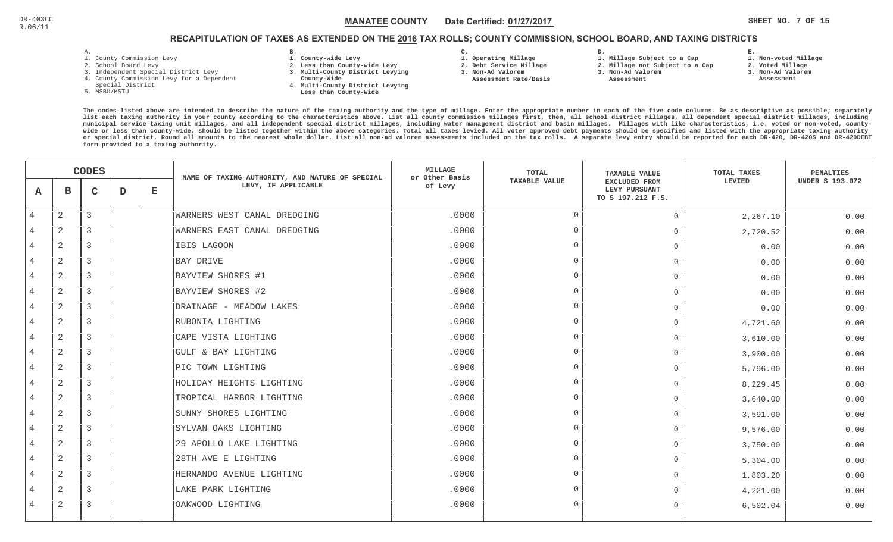DR-403CC
R.06/11

**MANATEE COUNTY** Date Certified: **01/27/2017**

## RECAPITULATION OF TAXES AS EXTENDED ON THE 2016 TAX ROLLS; COUNTY COMMISSION, SCHOOL BOARD, AND TAXING DISTRICTS

A.
1. County Commission Levy
2. School Board Levy
3. Independent Special District Levy
4. County Commission Levy for a Dependent Special District
5. MSBU/MSTU

B.
1. County-wide Levy
2. Less than County-wide Levy
3. Multi-County District Levying County-Wide
4. Multi-County District Levying Less than County-Wide

C.
1. Operating Millage
2. Debt Service Millage
3. Non-Ad Valorem Assessment Rate/Basis

D.
1. Millage Subject to a Cap
2. Millage not Subject to a Cap
3. Non-Ad Valorem Assessment

E.
1. Non-voted Millage
2. Voted Millage
3. Non-Ad Valorem Assessment

The codes listed above are intended to describe the nature of the taxing authority and the type of millage. Enter the appropriate number in each of the five code columns. Be as descriptive as possible; separately list each taxing authority in your county according to the characteristics above. List all county commission millages first, then, all school district millages, all dependent special district millages, including municipal service taxing unit millages, and all independent special district millages, including water management district and basin millages. Millages with like characteristics, i.e. voted or non-voted, county-wide or less than county-wide, should be listed together within the above categories. Total all taxes levied. All voter approved debt payments should be specified and listed with the appropriate taxing authority or special district. Round all amounts to the nearest whole dollar. List all non-ad valorem assessments included on the tax rolls. A separate levy entry should be reported for each DR-420, DR-420S and DR-420DEBT form provided to a taxing authority.

| A | B | C | D | E | NAME OF TAXING AUTHORITY, AND NATURE OF SPECIAL LEVY, IF APPLICABLE | MILLAGE or Other Basis of Levy | TOTAL TAXABLE VALUE | TAXABLE VALUE EXCLUDED FROM LEVY PURSUANT TO S 197.212 F.S. | TOTAL TAXES LEVIED | PENALTIES UNDER S 193.072 |
|---|---|---|---|---|---|---|---|---|---|---|
| 4 | 2 | 3 | | | WARNERS WEST CANAL DREDGING | .0000 | 0 | 0 | 2,267.10 | 0.00 |
| 4 | 2 | 3 | | | WARNERS EAST CANAL DREDGING | .0000 | 0 | 0 | 2,720.52 | 0.00 |
| 4 | 2 | 3 | | | IBIS LAGOON | .0000 | 0 | 0 | 0.00 | 0.00 |
| 4 | 2 | 3 | | | BAY DRIVE | .0000 | 0 | 0 | 0.00 | 0.00 |
| 4 | 2 | 3 | | | BAYVIEW SHORES #1 | .0000 | 0 | 0 | 0.00 | 0.00 |
| 4 | 2 | 3 | | | BAYVIEW SHORES #2 | .0000 | 0 | 0 | 0.00 | 0.00 |
| 4 | 2 | 3 | | | DRAINAGE - MEADOW LAKES | .0000 | 0 | 0 | 0.00 | 0.00 |
| 4 | 2 | 3 | | | RUBONIA LIGHTING | .0000 | 0 | 0 | 4,721.60 | 0.00 |
| 4 | 2 | 3 | | | CAPE VISTA LIGHTING | .0000 | 0 | 0 | 3,610.00 | 0.00 |
| 4 | 2 | 3 | | | GULF & BAY LIGHTING | .0000 | 0 | 0 | 3,900.00 | 0.00 |
| 4 | 2 | 3 | | | PIC TOWN LIGHTING | .0000 | 0 | 0 | 5,796.00 | 0.00 |
| 4 | 2 | 3 | | | HOLIDAY HEIGHTS LIGHTING | .0000 | 0 | 0 | 8,229.45 | 0.00 |
| 4 | 2 | 3 | | | TROPICAL HARBOR LIGHTING | .0000 | 0 | 0 | 3,640.00 | 0.00 |
| 4 | 2 | 3 | | | SUNNY SHORES LIGHTING | .0000 | 0 | 0 | 3,591.00 | 0.00 |
| 4 | 2 | 3 | | | SYLVAN OAKS LIGHTING | .0000 | 0 | 0 | 9,576.00 | 0.00 |
| 4 | 2 | 3 | | | 29 APOLLO LAKE LIGHTING | .0000 | 0 | 0 | 3,750.00 | 0.00 |
| 4 | 2 | 3 | | | 28TH AVE E LIGHTING | .0000 | 0 | 0 | 5,304.00 | 0.00 |
| 4 | 2 | 3 | | | HERNANDO AVENUE LIGHTING | .0000 | 0 | 0 | 1,803.20 | 0.00 |
| 4 | 2 | 3 | | | LAKE PARK LIGHTING | .0000 | 0 | 0 | 4,221.00 | 0.00 |
| 4 | 2 | 3 | | | OAKWOOD LIGHTING | .0000 | 0 | 0 | 6,502.04 | 0.00 |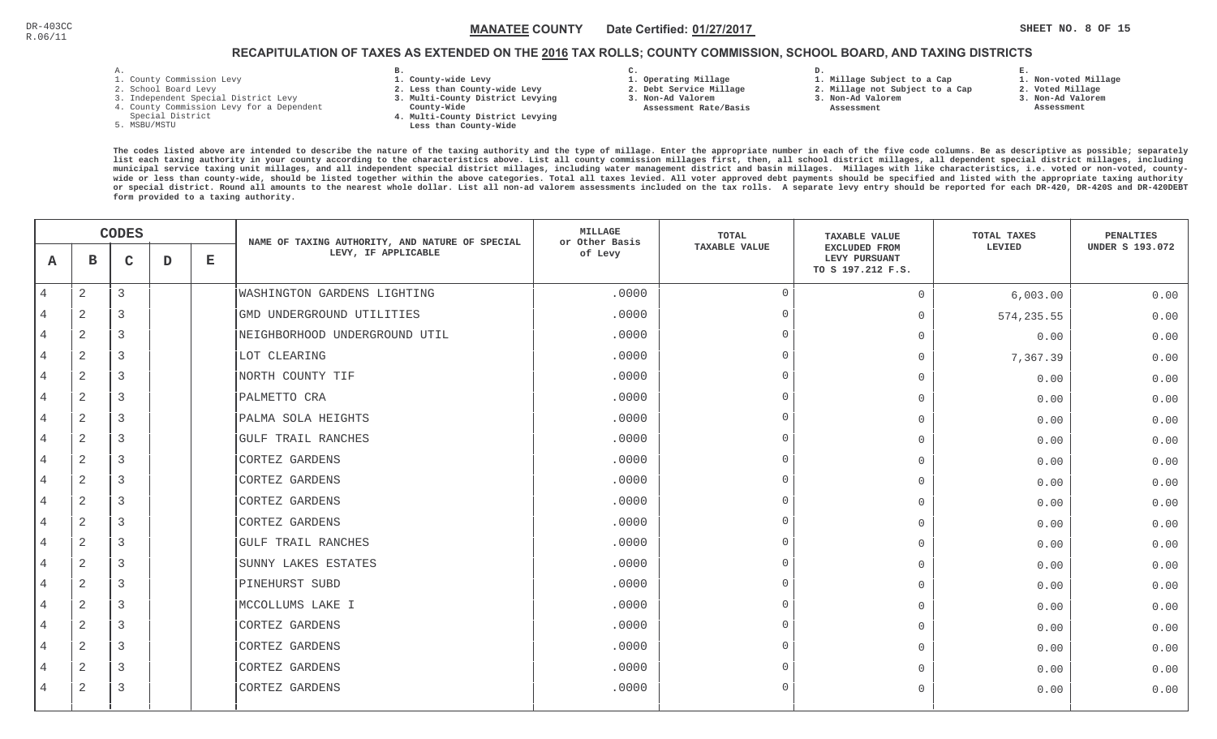DR-403CC
R.06/11

**MANATEE COUNTY** Date Certified: **01/27/2017**

## RECAPITULATION OF TAXES AS EXTENDED ON THE 2016 TAX ROLLS; COUNTY COMMISSION, SCHOOL BOARD, AND TAXING DISTRICTS

A.
1. County Commission Levy
2. School Board Levy
3. Independent Special District Levy
4. County Commission Levy for a Dependent Special District
5. MSBU/MSTU

B.
1. County-wide Levy
2. Less than County-wide Levy
3. Multi-County District Levying County-Wide
4. Multi-County District Levying Less than County-Wide

C.
1. Operating Millage
2. Debt Service Millage
3. Non-Ad Valorem Assessment Rate/Basis

D.
1. Millage Subject to a Cap
2. Millage not Subject to a Cap
3. Non-Ad Valorem Assessment

E.
1. Non-voted Millage
2. Voted Millage
3. Non-Ad Valorem Assessment

The codes listed above are intended to describe the nature of the taxing authority and the type of millage. Enter the appropriate number in each of the five code columns. Be as descriptive as possible; separately list each taxing authority in your county according to the characteristics above. List all county commission millages first, then, all school district millages, all dependent special district millages, including municipal service taxing unit millages, and all independent special district millages, including water management district and basin millages. Millages with like characteristics, i.e. voted or non-voted, county-wide or less than county-wide, should be listed together within the above categories. Total all taxes levied. All voter approved debt payments should be specified and listed with the appropriate taxing authority or special district. Round all amounts to the nearest whole dollar. List all non-ad valorem assessments included on the tax rolls. A separate levy entry should be reported for each DR-420, DR-420S and DR-420DEBT form provided to a taxing authority.

| A | B | C | D | E | NAME OF TAXING AUTHORITY, AND NATURE OF SPECIAL LEVY, IF APPLICABLE | MILLAGE or Other Basis of Levy | TOTAL TAXABLE VALUE | TAXABLE VALUE EXCLUDED FROM LEVY PURSUANT TO S 197.212 F.S. | TOTAL TAXES LEVIED | PENALTIES UNDER S 193.072 |
|---|---|---|---|---|---|---|---|---|---|---|
| 4 | 2 | 3 | | | WASHINGTON GARDENS LIGHTING | .0000 | 0 | 0 | 6,003.00 | 0.00 |
| 4 | 2 | 3 | | | GMD UNDERGROUND UTILITIES | .0000 | 0 | 0 | 574,235.55 | 0.00 |
| 4 | 2 | 3 | | | NEIGHBORHOOD UNDERGROUND UTIL | .0000 | 0 | 0 | 0.00 | 0.00 |
| 4 | 2 | 3 | | | LOT CLEARING | .0000 | 0 | 0 | 7,367.39 | 0.00 |
| 4 | 2 | 3 | | | NORTH COUNTY TIF | .0000 | 0 | 0 | 0.00 | 0.00 |
| 4 | 2 | 3 | | | PALMETTO CRA | .0000 | 0 | 0 | 0.00 | 0.00 |
| 4 | 2 | 3 | | | PALMA SOLA HEIGHTS | .0000 | 0 | 0 | 0.00 | 0.00 |
| 4 | 2 | 3 | | | GULF TRAIL RANCHES | .0000 | 0 | 0 | 0.00 | 0.00 |
| 4 | 2 | 3 | | | CORTEZ GARDENS | .0000 | 0 | 0 | 0.00 | 0.00 |
| 4 | 2 | 3 | | | CORTEZ GARDENS | .0000 | 0 | 0 | 0.00 | 0.00 |
| 4 | 2 | 3 | | | CORTEZ GARDENS | .0000 | 0 | 0 | 0.00 | 0.00 |
| 4 | 2 | 3 | | | CORTEZ GARDENS | .0000 | 0 | 0 | 0.00 | 0.00 |
| 4 | 2 | 3 | | | GULF TRAIL RANCHES | .0000 | 0 | 0 | 0.00 | 0.00 |
| 4 | 2 | 3 | | | SUNNY LAKES ESTATES | .0000 | 0 | 0 | 0.00 | 0.00 |
| 4 | 2 | 3 | | | PINEHURST SUBD | .0000 | 0 | 0 | 0.00 | 0.00 |
| 4 | 2 | 3 | | | MCCOLLUMS LAKE I | .0000 | 0 | 0 | 0.00 | 0.00 |
| 4 | 2 | 3 | | | CORTEZ GARDENS | .0000 | 0 | 0 | 0.00 | 0.00 |
| 4 | 2 | 3 | | | CORTEZ GARDENS | .0000 | 0 | 0 | 0.00 | 0.00 |
| 4 | 2 | 3 | | | CORTEZ GARDENS | .0000 | 0 | 0 | 0.00 | 0.00 |
| 4 | 2 | 3 | | | CORTEZ GARDENS | .0000 | 0 | 0 | 0.00 | 0.00 |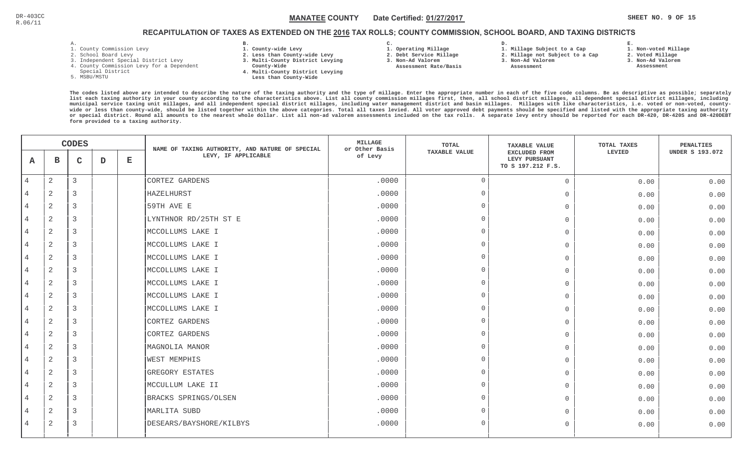DR-403CC
R.06/11

**MANATEE COUNTY** Date Certified: **01/27/2017**

## RECAPITULATION OF TAXES AS EXTENDED ON THE 2016 TAX ROLLS; COUNTY COMMISSION, SCHOOL BOARD, AND TAXING DISTRICTS

**A.**
1. County Commission Levy
2. School Board Levy
3. Independent Special District Levy
4. County Commission Levy for a Dependent Special District
5. MSBU/MSTU

**B.**
1. County-wide Levy
2. Less than County-wide Levy
3. Multi-County District Levying County-Wide
4. Multi-County District Levying Less than County-Wide

**C.**
1. Operating Millage
2. Debt Service Millage
3. Non-Ad Valorem Assessment Rate/Basis

**D.**
1. Millage Subject to a Cap
2. Millage not Subject to a Cap
3. Non-Ad Valorem Assessment

**E.**
1. Non-voted Millage
2. Voted Millage
3. Non-Ad Valorem Assessment

The codes listed above are intended to describe the nature of the taxing authority and the type of millage. Enter the appropriate number in each of the five code columns. Be as descriptive as possible; separately list each taxing authority in your county according to the characteristics above. List all county commission millages first, then, all school district millages, all dependent special district millages, including municipal service taxing unit millages, and all independent special district millages, including water management district and basin millages. Millages with like characteristics, i.e. voted or non-voted, county-wide or less than county-wide, should be listed together within the above categories. Total all taxes levied. All voter approved debt payments should be specified and listed with the appropriate taxing authority or special district. Round all amounts to the nearest whole dollar. List all non-ad valorem assessments included on the tax rolls. A separate levy entry should be reported for each DR-420, DR-420S and DR-420DEBT form provided to a taxing authority.

| CODES A | B | C | D | E | NAME OF TAXING AUTHORITY, AND NATURE OF SPECIAL LEVY, IF APPLICABLE | MILLAGE or Other Basis of Levy | TOTAL TAXABLE VALUE | TAXABLE VALUE EXCLUDED FROM LEVY PURSUANT TO S 197.212 F.S. | TOTAL TAXES LEVIED | PENALTIES UNDER S 193.072 |
|---|---|---|---|---|---|---|---|---|---|---|
| 4 | 2 | 3 | | | CORTEZ GARDENS | .0000 | 0 | 0 | 0.00 | 0.00 |
| 4 | 2 | 3 | | | HAZELHURST | .0000 | 0 | 0 | 0.00 | 0.00 |
| 4 | 2 | 3 | | | 59TH AVE E | .0000 | 0 | 0 | 0.00 | 0.00 |
| 4 | 2 | 3 | | | LYNTHNOR RD/25TH ST E | .0000 | 0 | 0 | 0.00 | 0.00 |
| 4 | 2 | 3 | | | MCCOLLUMS LAKE I | .0000 | 0 | 0 | 0.00 | 0.00 |
| 4 | 2 | 3 | | | MCCOLLUMS LAKE I | .0000 | 0 | 0 | 0.00 | 0.00 |
| 4 | 2 | 3 | | | MCCOLLUMS LAKE I | .0000 | 0 | 0 | 0.00 | 0.00 |
| 4 | 2 | 3 | | | MCCOLLUMS LAKE I | .0000 | 0 | 0 | 0.00 | 0.00 |
| 4 | 2 | 3 | | | MCCOLLUMS LAKE I | .0000 | 0 | 0 | 0.00 | 0.00 |
| 4 | 2 | 3 | | | MCCOLLUMS LAKE I | .0000 | 0 | 0 | 0.00 | 0.00 |
| 4 | 2 | 3 | | | MCCOLLUMS LAKE I | .0000 | 0 | 0 | 0.00 | 0.00 |
| 4 | 2 | 3 | | | CORTEZ GARDENS | .0000 | 0 | 0 | 0.00 | 0.00 |
| 4 | 2 | 3 | | | CORTEZ GARDENS | .0000 | 0 | 0 | 0.00 | 0.00 |
| 4 | 2 | 3 | | | MAGNOLIA MANOR | .0000 | 0 | 0 | 0.00 | 0.00 |
| 4 | 2 | 3 | | | WEST MEMPHIS | .0000 | 0 | 0 | 0.00 | 0.00 |
| 4 | 2 | 3 | | | GREGORY ESTATES | .0000 | 0 | 0 | 0.00 | 0.00 |
| 4 | 2 | 3 | | | MCCULLUM LAKE II | .0000 | 0 | 0 | 0.00 | 0.00 |
| 4 | 2 | 3 | | | BRACKS SPRINGS/OLSEN | .0000 | 0 | 0 | 0.00 | 0.00 |
| 4 | 2 | 3 | | | MARLITA SUBD | .0000 | 0 | 0 | 0.00 | 0.00 |
| 4 | 2 | 3 | | | DESEARS/BAYSHORE/KILBYS | .0000 | 0 | 0 | 0.00 | 0.00 |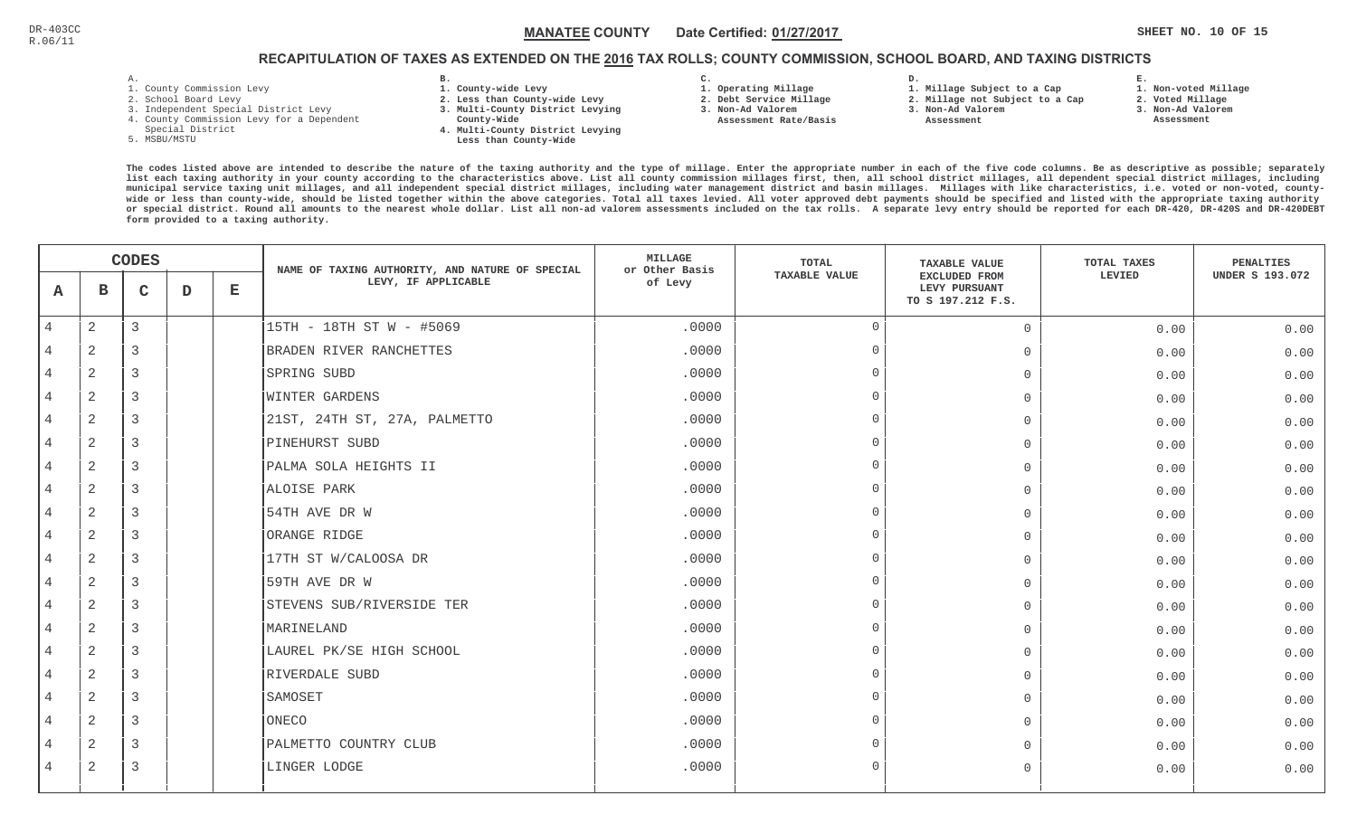DR-403CC
R.06/11

**MANATEE COUNTY** Date Certified: **01/27/2017**

## RECAPITULATION OF TAXES AS EXTENDED ON THE 2016 TAX ROLLS; COUNTY COMMISSION, SCHOOL BOARD, AND TAXING DISTRICTS

A.
1. County Commission Levy
2. School Board Levy
3. Independent Special District Levy
4. County Commission Levy for a Dependent Special District
5. MSBU/MSTU

B.
1. County-wide Levy
2. Less than County-wide Levy
3. Multi-County District Levying County-Wide
4. Multi-County District Levying Less than County-Wide

C.
1. Operating Millage
2. Debt Service Millage
3. Non-Ad Valorem Assessment Rate/Basis

D.
1. Millage Subject to a Cap
2. Millage not Subject to a Cap
3. Non-Ad Valorem Assessment

E.
1. Non-voted Millage
2. Voted Millage
3. Non-Ad Valorem Assessment

The codes listed above are intended to describe the nature of the taxing authority and the type of millage. Enter the appropriate number in each of the five code columns. Be as descriptive as possible; separately list each taxing authority in your county according to the characteristics above. List all county commission millages first, then, all school district millages, all dependent special district millages, including municipal service taxing unit millages, and all independent special district millages, including water management district and basin millages. Millages with like characteristics, i.e. voted or non-voted, county-wide or less than county-wide, should be listed together within the above categories. Total all taxes levied. All voter approved debt payments should be specified and listed with the appropriate taxing authority or special district. Round all amounts to the nearest whole dollar. List all non-ad valorem assessments included on the tax rolls. A separate levy entry should be reported for each DR-420, DR-420S and DR-420DEBT form provided to a taxing authority.

| A | B | C | D | E | NAME OF TAXING AUTHORITY, AND NATURE OF SPECIAL LEVY, IF APPLICABLE | MILLAGE or Other Basis of Levy | TOTAL TAXABLE VALUE | TAXABLE VALUE EXCLUDED FROM LEVY PURSUANT TO S 197.212 F.S. | TOTAL TAXES LEVIED | PENALTIES UNDER S 193.072 |
|---|---|---|---|---|---|---|---|---|---|---|
| 4 | 2 | 3 | | | 15TH - 18TH ST W - #5069 | .0000 | 0 | 0 | 0.00 | 0.00 |
| 4 | 2 | 3 | | | BRADEN RIVER RANCHETTES | .0000 | 0 | 0 | 0.00 | 0.00 |
| 4 | 2 | 3 | | | SPRING SUBD | .0000 | 0 | 0 | 0.00 | 0.00 |
| 4 | 2 | 3 | | | WINTER GARDENS | .0000 | 0 | 0 | 0.00 | 0.00 |
| 4 | 2 | 3 | | | 21ST, 24TH ST, 27A, PALMETTO | .0000 | 0 | 0 | 0.00 | 0.00 |
| 4 | 2 | 3 | | | PINEHURST SUBD | .0000 | 0 | 0 | 0.00 | 0.00 |
| 4 | 2 | 3 | | | PALMA SOLA HEIGHTS II | .0000 | 0 | 0 | 0.00 | 0.00 |
| 4 | 2 | 3 | | | ALOISE PARK | .0000 | 0 | 0 | 0.00 | 0.00 |
| 4 | 2 | 3 | | | 54TH AVE DR W | .0000 | 0 | 0 | 0.00 | 0.00 |
| 4 | 2 | 3 | | | ORANGE RIDGE | .0000 | 0 | 0 | 0.00 | 0.00 |
| 4 | 2 | 3 | | | 17TH ST W/CALOOSA DR | .0000 | 0 | 0 | 0.00 | 0.00 |
| 4 | 2 | 3 | | | 59TH AVE DR W | .0000 | 0 | 0 | 0.00 | 0.00 |
| 4 | 2 | 3 | | | STEVENS SUB/RIVERSIDE TER | .0000 | 0 | 0 | 0.00 | 0.00 |
| 4 | 2 | 3 | | | MARINELAND | .0000 | 0 | 0 | 0.00 | 0.00 |
| 4 | 2 | 3 | | | LAUREL PK/SE HIGH SCHOOL | .0000 | 0 | 0 | 0.00 | 0.00 |
| 4 | 2 | 3 | | | RIVERDALE SUBD | .0000 | 0 | 0 | 0.00 | 0.00 |
| 4 | 2 | 3 | | | SAMOSET | .0000 | 0 | 0 | 0.00 | 0.00 |
| 4 | 2 | 3 | | | ONECO | .0000 | 0 | 0 | 0.00 | 0.00 |
| 4 | 2 | 3 | | | PALMETTO COUNTRY CLUB | .0000 | 0 | 0 | 0.00 | 0.00 |
| 4 | 2 | 3 | | | LINGER LODGE | .0000 | 0 | 0 | 0.00 | 0.00 |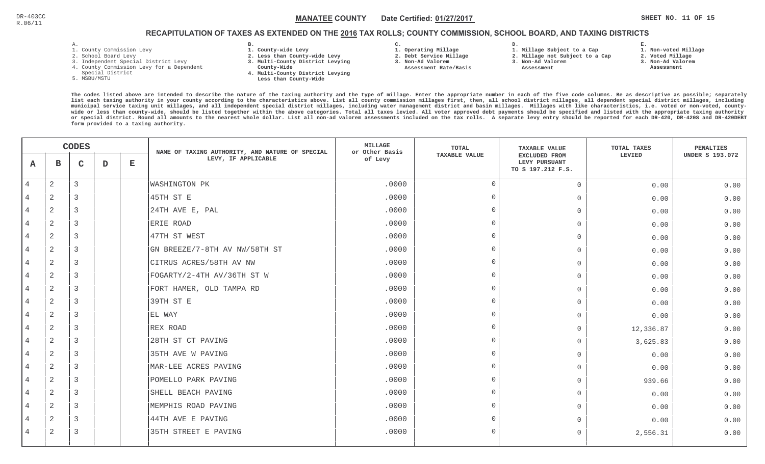DR-403CC
R.06/11

**MANATEE COUNTY** Date Certified: **01/27/2017**

## RECAPITULATION OF TAXES AS EXTENDED ON THE 2016 TAX ROLLS; COUNTY COMMISSION, SCHOOL BOARD, AND TAXING DISTRICTS

**A.**
1. County Commission Levy
2. School Board Levy
3. Independent Special District Levy
4. County Commission Levy for a Dependent Special District
5. MSBU/MSTU

**B.**
1. County-wide Levy
2. Less than County-wide Levy
3. Multi-County District Levying County-Wide
4. Multi-County District Levying Less than County-Wide

**C.**
1. Operating Millage
2. Debt Service Millage
3. Non-Ad Valorem Assessment Rate/Basis

**D.**
1. Millage Subject to a Cap
2. Millage not Subject to a Cap
3. Non-Ad Valorem Assessment

**E.**
1. Non-voted Millage
2. Voted Millage
3. Non-Ad Valorem Assessment

The codes listed above are intended to describe the nature of the taxing authority and the type of millage. Enter the appropriate number in each of the five code columns. Be as descriptive as possible; separately list each taxing authority in your county according to the characteristics above. List all county commission millages first, then, all school district millages, all dependent special district millages, including municipal service taxing unit millages, and all independent special district millages, including water management district and basin millages. Millages with like characteristics, i.e. voted or non-voted, county-wide or less than county-wide, should be listed together within the above categories. Total all taxes levied. All voter approved debt payments should be specified and listed with the appropriate taxing authority or special district. Round all amounts to the nearest whole dollar. List all non-ad valorem assessments included on the tax rolls. A separate levy entry should be reported for each DR-420, DR-420S and DR-420DEBT form provided to a taxing authority.

| A | B | C | D | E | NAME OF TAXING AUTHORITY, AND NATURE OF SPECIAL LEVY, IF APPLICABLE | MILLAGE or Other Basis of Levy | TOTAL TAXABLE VALUE | TAXABLE VALUE EXCLUDED FROM LEVY PURSUANT TO S 197.212 F.S. | TOTAL TAXES LEVIED | PENALTIES UNDER S 193.072 |
|---|---|---|---|---|---|---|---|---|---|---|
| 4 | 2 | 3 | | | WASHINGTON PK | .0000 | 0 | 0 | 0.00 | 0.00 |
| 4 | 2 | 3 | | | 45TH ST E | .0000 | 0 | 0 | 0.00 | 0.00 |
| 4 | 2 | 3 | | | 24TH AVE E, PAL | .0000 | 0 | 0 | 0.00 | 0.00 |
| 4 | 2 | 3 | | | ERIE ROAD | .0000 | 0 | 0 | 0.00 | 0.00 |
| 4 | 2 | 3 | | | 47TH ST WEST | .0000 | 0 | 0 | 0.00 | 0.00 |
| 4 | 2 | 3 | | | GN BREEZE/7-8TH AV NW/58TH ST | .0000 | 0 | 0 | 0.00 | 0.00 |
| 4 | 2 | 3 | | | CITRUS ACRES/58TH AV NW | .0000 | 0 | 0 | 0.00 | 0.00 |
| 4 | 2 | 3 | | | FOGARTY/2-4TH AV/36TH ST W | .0000 | 0 | 0 | 0.00 | 0.00 |
| 4 | 2 | 3 | | | FORT HAMER, OLD TAMPA RD | .0000 | 0 | 0 | 0.00 | 0.00 |
| 4 | 2 | 3 | | | 39TH ST E | .0000 | 0 | 0 | 0.00 | 0.00 |
| 4 | 2 | 3 | | | EL WAY | .0000 | 0 | 0 | 0.00 | 0.00 |
| 4 | 2 | 3 | | | REX ROAD | .0000 | 0 | 0 | 12,336.87 | 0.00 |
| 4 | 2 | 3 | | | 28TH ST CT PAVING | .0000 | 0 | 0 | 3,625.83 | 0.00 |
| 4 | 2 | 3 | | | 35TH AVE W PAVING | .0000 | 0 | 0 | 0.00 | 0.00 |
| 4 | 2 | 3 | | | MAR-LEE ACRES PAVING | .0000 | 0 | 0 | 0.00 | 0.00 |
| 4 | 2 | 3 | | | POMELLO PARK PAVING | .0000 | 0 | 0 | 939.66 | 0.00 |
| 4 | 2 | 3 | | | SHELL BEACH PAVING | .0000 | 0 | 0 | 0.00 | 0.00 |
| 4 | 2 | 3 | | | MEMPHIS ROAD PAVING | .0000 | 0 | 0 | 0.00 | 0.00 |
| 4 | 2 | 3 | | | 44TH AVE E PAVING | .0000 | 0 | 0 | 0.00 | 0.00 |
| 4 | 2 | 3 | | | 35TH STREET E PAVING | .0000 | 0 | 0 | 2,556.31 | 0.00 |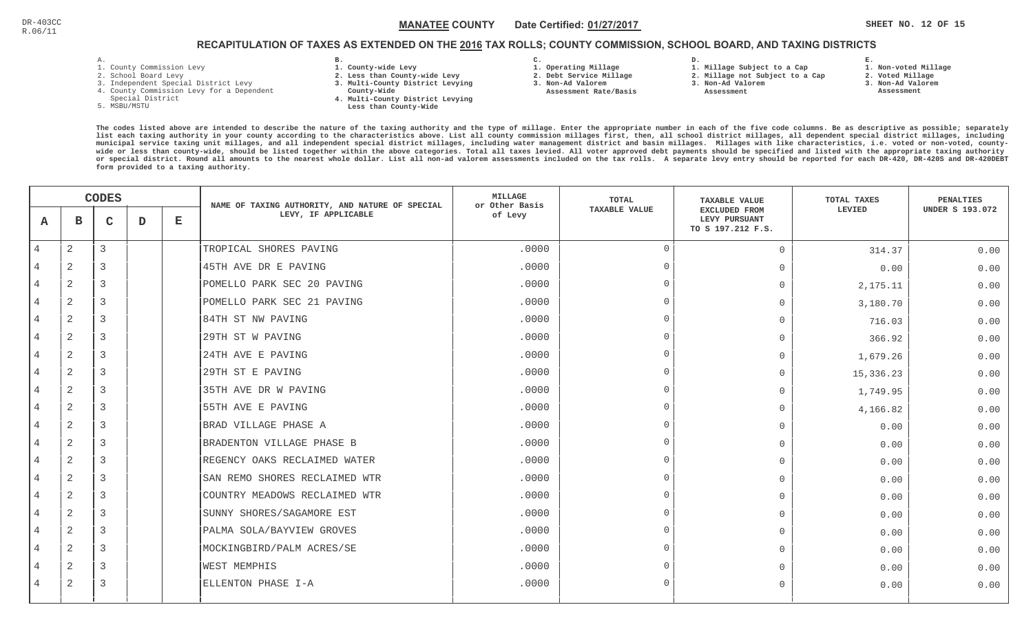DR-403CC
R.06/11

**MANATEE COUNTY** Date Certified: **01/27/2017**

## RECAPITULATION OF TAXES AS EXTENDED ON THE 2016 TAX ROLLS; COUNTY COMMISSION, SCHOOL BOARD, AND TAXING DISTRICTS

A.
1. County Commission Levy
2. School Board Levy
3. Independent Special District Levy
4. County Commission Levy for a Dependent Special District
5. MSBU/MSTU

B.
1. County-wide Levy
2. Less than County-wide Levy
3. Multi-County District Levying County-Wide
4. Multi-County District Levying Less than County-Wide

C.
1. Operating Millage
2. Debt Service Millage
3. Non-Ad Valorem Assessment Rate/Basis

D.
1. Millage Subject to a Cap
2. Millage not Subject to a Cap
3. Non-Ad Valorem Assessment

E.
1. Non-voted Millage
2. Voted Millage
3. Non-Ad Valorem Assessment

The codes listed above are intended to describe the nature of the taxing authority and the type of millage. Enter the appropriate number in each of the five code columns. Be as descriptive as possible; separately list each taxing authority in your county according to the characteristics above. List all county commission millages first, then, all school district millages, all dependent special district millages, including municipal service taxing unit millages, and all independent special district millages, including water management district and basin millages. Millages with like characteristics, i.e. voted or non-voted, county-wide or less than county-wide, should be listed together within the above categories. Total all taxes levied. All voter approved debt payments should be specified and listed with the appropriate taxing authority or special district. Round all amounts to the nearest whole dollar. List all non-ad valorem assessments included on the tax rolls. A separate levy entry should be reported for each DR-420, DR-420S and DR-420DEBT form provided to a taxing authority.

| CODES A | B | C | D | E | NAME OF TAXING AUTHORITY, AND NATURE OF SPECIAL LEVY, IF APPLICABLE | MILLAGE or Other Basis of Levy | TOTAL TAXABLE VALUE | TAXABLE VALUE EXCLUDED FROM LEVY PURSUANT TO S 197.212 F.S. | TOTAL TAXES LEVIED | PENALTIES UNDER S 193.072 |
|---|---|---|---|---|---|---|---|---|---|---|
| 4 | 2 | 3 | | | TROPICAL SHORES PAVING | .0000 | 0 | 0 | 314.37 | 0.00 |
| 4 | 2 | 3 | | | 45TH AVE DR E PAVING | .0000 | 0 | 0 | 0.00 | 0.00 |
| 4 | 2 | 3 | | | POMELLO PARK SEC 20 PAVING | .0000 | 0 | 0 | 2,175.11 | 0.00 |
| 4 | 2 | 3 | | | POMELLO PARK SEC 21 PAVING | .0000 | 0 | 0 | 3,180.70 | 0.00 |
| 4 | 2 | 3 | | | 84TH ST NW PAVING | .0000 | 0 | 0 | 716.03 | 0.00 |
| 4 | 2 | 3 | | | 29TH ST W PAVING | .0000 | 0 | 0 | 366.92 | 0.00 |
| 4 | 2 | 3 | | | 24TH AVE E PAVING | .0000 | 0 | 0 | 1,679.26 | 0.00 |
| 4 | 2 | 3 | | | 29TH ST E PAVING | .0000 | 0 | 0 | 15,336.23 | 0.00 |
| 4 | 2 | 3 | | | 35TH AVE DR W PAVING | .0000 | 0 | 0 | 1,749.95 | 0.00 |
| 4 | 2 | 3 | | | 55TH AVE E PAVING | .0000 | 0 | 0 | 4,166.82 | 0.00 |
| 4 | 2 | 3 | | | BRAD VILLAGE PHASE A | .0000 | 0 | 0 | 0.00 | 0.00 |
| 4 | 2 | 3 | | | BRADENTON VILLAGE PHASE B | .0000 | 0 | 0 | 0.00 | 0.00 |
| 4 | 2 | 3 | | | REGENCY OAKS RECLAIMED WATER | .0000 | 0 | 0 | 0.00 | 0.00 |
| 4 | 2 | 3 | | | SAN REMO SHORES RECLAIMED WTR | .0000 | 0 | 0 | 0.00 | 0.00 |
| 4 | 2 | 3 | | | COUNTRY MEADOWS RECLAIMED WTR | .0000 | 0 | 0 | 0.00 | 0.00 |
| 4 | 2 | 3 | | | SUNNY SHORES/SAGAMORE EST | .0000 | 0 | 0 | 0.00 | 0.00 |
| 4 | 2 | 3 | | | PALMA SOLA/BAYVIEW GROVES | .0000 | 0 | 0 | 0.00 | 0.00 |
| 4 | 2 | 3 | | | MOCKINGBIRD/PALM ACRES/SE | .0000 | 0 | 0 | 0.00 | 0.00 |
| 4 | 2 | 3 | | | WEST MEMPHIS | .0000 | 0 | 0 | 0.00 | 0.00 |
| 4 | 2 | 3 | | | ELLENTON PHASE I-A | .0000 | 0 | 0 | 0.00 | 0.00 |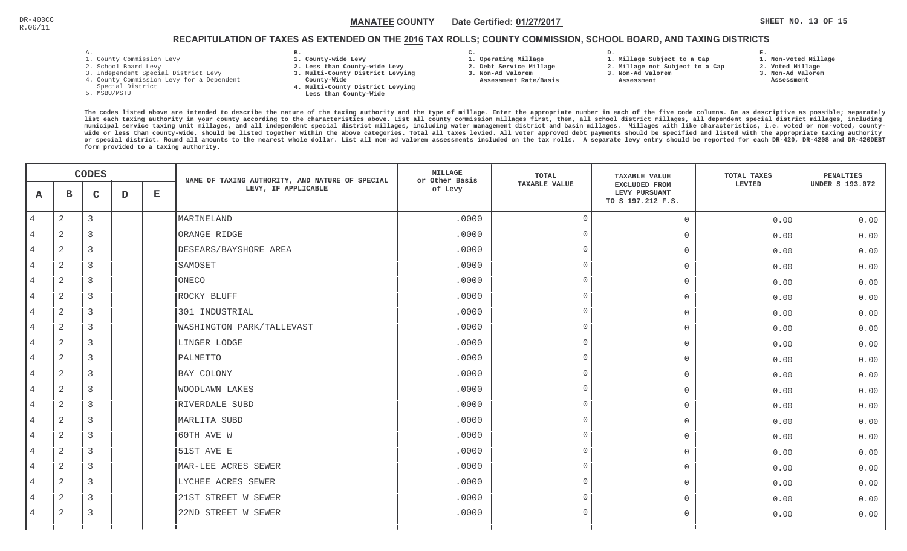DR-403CC
R.06/11

**MANATEE COUNTY** Date Certified: **01/27/2017**

## RECAPITULATION OF TAXES AS EXTENDED ON THE 2016 TAX ROLLS; COUNTY COMMISSION, SCHOOL BOARD, AND TAXING DISTRICTS

A.
1. County Commission Levy
2. School Board Levy
3. Independent Special District Levy
4. County Commission Levy for a Dependent Special District
5. MSBU/MSTU

B.
1. County-wide Levy
2. Less than County-wide Levy
3. Multi-County District Levying County-Wide
4. Multi-County District Levying Less than County-Wide

C.
1. Operating Millage
2. Debt Service Millage
3. Non-Ad Valorem Assessment Rate/Basis

D.
1. Millage Subject to a Cap
2. Millage not Subject to a Cap
3. Non-Ad Valorem Assessment

E.
1. Non-voted Millage
2. Voted Millage
3. Non-Ad Valorem Assessment

The codes listed above are intended to describe the nature of the taxing authority and the type of millage. Enter the appropriate number in each of the five code columns. Be as descriptive as possible; separately list each taxing authority in your county according to the characteristics above. List all county commission millages first, then, all school district millages, all dependent special district millages, including municipal service taxing unit millages, and all independent special district millages, including water management district and basin millages. Millages with like characteristics, i.e. voted or non-voted, county-wide or less than county-wide, should be listed together within the above categories. Total all taxes levied. All voter approved debt payments should be specified and listed with the appropriate taxing authority or special district. Round all amounts to the nearest whole dollar. List all non-ad valorem assessments included on the tax rolls. A separate levy entry should be reported for each DR-420, DR-420S and DR-420DEBT form provided to a taxing authority.

| A | B | C | D | E | NAME OF TAXING AUTHORITY, AND NATURE OF SPECIAL LEVY, IF APPLICABLE | MILLAGE or Other Basis of Levy | TOTAL TAXABLE VALUE | TAXABLE VALUE EXCLUDED FROM LEVY PURSUANT TO S 197.212 F.S. | TOTAL TAXES LEVIED | PENALTIES UNDER S 193.072 |
|---|---|---|---|---|---|---|---|---|---|---|
| 4 | 2 | 3 | | | MARINELAND | .0000 | 0 | 0 | 0.00 | 0.00 |
| 4 | 2 | 3 | | | ORANGE RIDGE | .0000 | 0 | 0 | 0.00 | 0.00 |
| 4 | 2 | 3 | | | DESEARS/BAYSHORE AREA | .0000 | 0 | 0 | 0.00 | 0.00 |
| 4 | 2 | 3 | | | SAMOSET | .0000 | 0 | 0 | 0.00 | 0.00 |
| 4 | 2 | 3 | | | ONECO | .0000 | 0 | 0 | 0.00 | 0.00 |
| 4 | 2 | 3 | | | ROCKY BLUFF | .0000 | 0 | 0 | 0.00 | 0.00 |
| 4 | 2 | 3 | | | 301 INDUSTRIAL | .0000 | 0 | 0 | 0.00 | 0.00 |
| 4 | 2 | 3 | | | WASHINGTON PARK/TALLEVAST | .0000 | 0 | 0 | 0.00 | 0.00 |
| 4 | 2 | 3 | | | LINGER LODGE | .0000 | 0 | 0 | 0.00 | 0.00 |
| 4 | 2 | 3 | | | PALMETTO | .0000 | 0 | 0 | 0.00 | 0.00 |
| 4 | 2 | 3 | | | BAY COLONY | .0000 | 0 | 0 | 0.00 | 0.00 |
| 4 | 2 | 3 | | | WOODLAWN LAKES | .0000 | 0 | 0 | 0.00 | 0.00 |
| 4 | 2 | 3 | | | RIVERDALE SUBD | .0000 | 0 | 0 | 0.00 | 0.00 |
| 4 | 2 | 3 | | | MARLITA SUBD | .0000 | 0 | 0 | 0.00 | 0.00 |
| 4 | 2 | 3 | | | 60TH AVE W | .0000 | 0 | 0 | 0.00 | 0.00 |
| 4 | 2 | 3 | | | 51ST AVE E | .0000 | 0 | 0 | 0.00 | 0.00 |
| 4 | 2 | 3 | | | MAR-LEE ACRES SEWER | .0000 | 0 | 0 | 0.00 | 0.00 |
| 4 | 2 | 3 | | | LYCHEE ACRES SEWER | .0000 | 0 | 0 | 0.00 | 0.00 |
| 4 | 2 | 3 | | | 21ST STREET W SEWER | .0000 | 0 | 0 | 0.00 | 0.00 |
| 4 | 2 | 3 | | | 22ND STREET W SEWER | .0000 | 0 | 0 | 0.00 | 0.00 |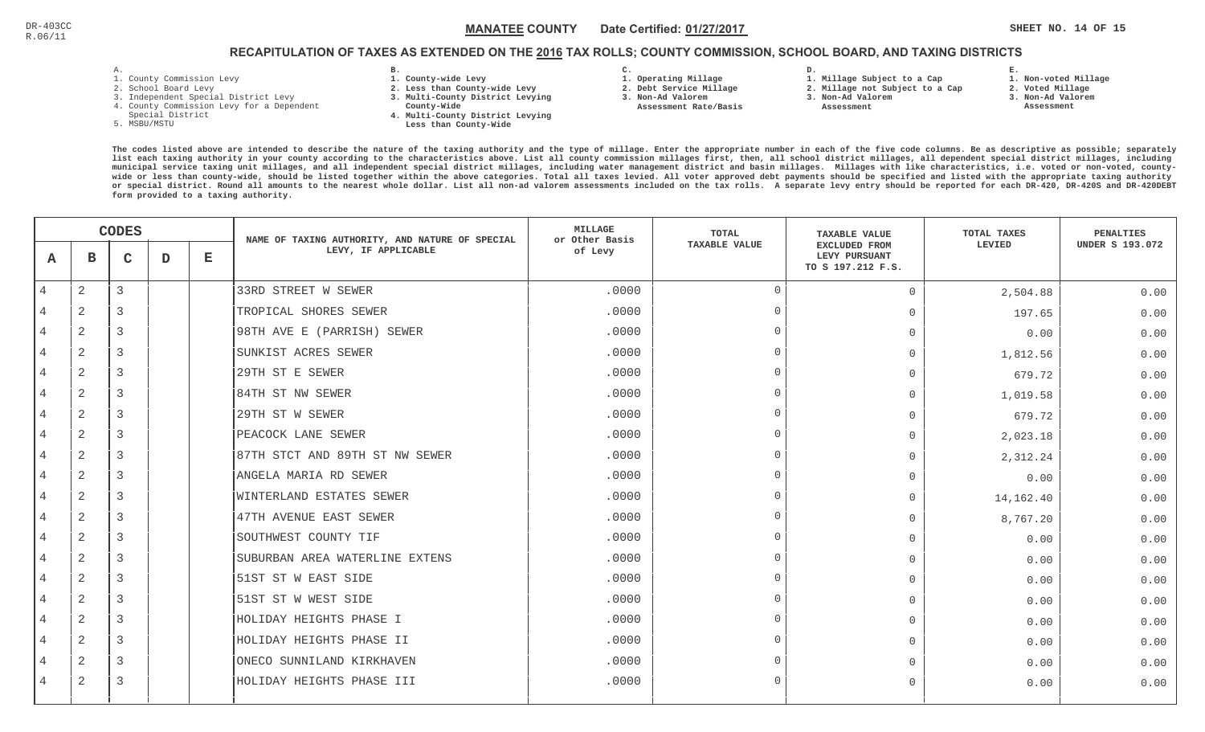DR-403CC
R.06/11

**MANATEE COUNTY** Date Certified: **01/27/2017**

## RECAPITULATION OF TAXES AS EXTENDED ON THE 2016 TAX ROLLS; COUNTY COMMISSION, SCHOOL BOARD, AND TAXING DISTRICTS

A.
1. County Commission Levy
2. School Board Levy
3. Independent Special District Levy
4. County Commission Levy for a Dependent Special District
5. MSBU/MSTU

B.
1. County-wide Levy
2. Less than County-wide Levy
3. Multi-County District Levying County-Wide
4. Multi-County District Levying Less than County-Wide

C.
1. Operating Millage
2. Debt Service Millage
3. Non-Ad Valorem Assessment Rate/Basis

D.
1. Millage Subject to a Cap
2. Millage not Subject to a Cap
3. Non-Ad Valorem Assessment

E.
1. Non-voted Millage
2. Voted Millage
3. Non-Ad Valorem Assessment

The codes listed above are intended to describe the nature of the taxing authority and the type of millage. Enter the appropriate number in each of the five code columns. Be as descriptive as possible; separately list each taxing authority in your county according to the characteristics above. List all county commission millages first, then, all school district millages, all dependent special district millages, including municipal service taxing unit millages, and all independent special district millages, including water management district and basin millages. Millages with like characteristics, i.e. voted or non-voted, county-wide or less than county-wide, should be listed together within the above categories. Total all taxes levied. All voter approved debt payments should be specified and listed with the appropriate taxing authority or special district. Round all amounts to the nearest whole dollar. List all non-ad valorem assessments included on the tax rolls. A separate levy entry should be reported for each DR-420, DR-420S and DR-420DEBT form provided to a taxing authority.

| CODES A | B | C | D | E | NAME OF TAXING AUTHORITY, AND NATURE OF SPECIAL LEVY, IF APPLICABLE | MILLAGE or Other Basis of Levy | TOTAL TAXABLE VALUE | TAXABLE VALUE EXCLUDED FROM LEVY PURSUANT TO S 197.212 F.S. | TOTAL TAXES LEVIED | PENALTIES UNDER S 193.072 |
|---|---|---|---|---|---|---|---|---|---|---|
| 4 | 2 | 3 | | | 33RD STREET W SEWER | .0000 | 0 | 0 | 2,504.88 | 0.00 |
| 4 | 2 | 3 | | | TROPICAL SHORES SEWER | .0000 | 0 | 0 | 197.65 | 0.00 |
| 4 | 2 | 3 | | | 98TH AVE E (PARRISH) SEWER | .0000 | 0 | 0 | 0.00 | 0.00 |
| 4 | 2 | 3 | | | SUNKIST ACRES SEWER | .0000 | 0 | 0 | 1,812.56 | 0.00 |
| 4 | 2 | 3 | | | 29TH ST E SEWER | .0000 | 0 | 0 | 679.72 | 0.00 |
| 4 | 2 | 3 | | | 84TH ST NW SEWER | .0000 | 0 | 0 | 1,019.58 | 0.00 |
| 4 | 2 | 3 | | | 29TH ST W SEWER | .0000 | 0 | 0 | 679.72 | 0.00 |
| 4 | 2 | 3 | | | PEACOCK LANE SEWER | .0000 | 0 | 0 | 2,023.18 | 0.00 |
| 4 | 2 | 3 | | | 87TH STCT AND 89TH ST NW SEWER | .0000 | 0 | 0 | 2,312.24 | 0.00 |
| 4 | 2 | 3 | | | ANGELA MARIA RD SEWER | .0000 | 0 | 0 | 0.00 | 0.00 |
| 4 | 2 | 3 | | | WINTERLAND ESTATES SEWER | .0000 | 0 | 0 | 14,162.40 | 0.00 |
| 4 | 2 | 3 | | | 47TH AVENUE EAST SEWER | .0000 | 0 | 0 | 8,767.20 | 0.00 |
| 4 | 2 | 3 | | | SOUTHWEST COUNTY TIF | .0000 | 0 | 0 | 0.00 | 0.00 |
| 4 | 2 | 3 | | | SUBURBAN AREA WATERLINE EXTENS | .0000 | 0 | 0 | 0.00 | 0.00 |
| 4 | 2 | 3 | | | 51ST ST W EAST SIDE | .0000 | 0 | 0 | 0.00 | 0.00 |
| 4 | 2 | 3 | | | 51ST ST W WEST SIDE | .0000 | 0 | 0 | 0.00 | 0.00 |
| 4 | 2 | 3 | | | HOLIDAY HEIGHTS PHASE I | .0000 | 0 | 0 | 0.00 | 0.00 |
| 4 | 2 | 3 | | | HOLIDAY HEIGHTS PHASE II | .0000 | 0 | 0 | 0.00 | 0.00 |
| 4 | 2 | 3 | | | ONECO SUNNILAND KIRKHAVEN | .0000 | 0 | 0 | 0.00 | 0.00 |
| 4 | 2 | 3 | | | HOLIDAY HEIGHTS PHASE III | .0000 | 0 | 0 | 0.00 | 0.00 |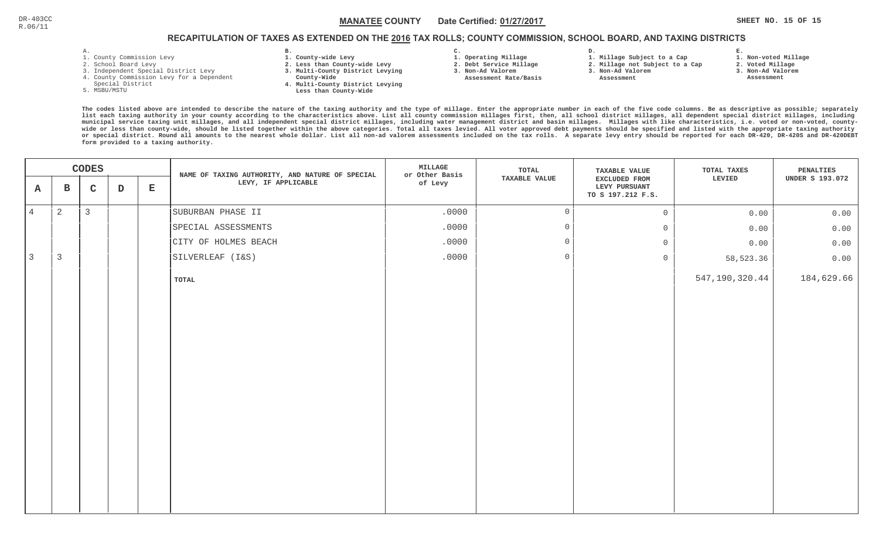DR-403CC
R.06/11

**MANATEE COUNTY** Date Certified: **01/27/2017**

## RECAPITULATION OF TAXES AS EXTENDED ON THE 2016 TAX ROLLS; COUNTY COMMISSION, SCHOOL BOARD, AND TAXING DISTRICTS

A.
1. County Commission Levy
2. School Board Levy
3. Independent Special District Levy
4. County Commission Levy for a Dependent Special District
5. MSBU/MSTU

B.
1. County-wide Levy
2. Less than County-wide Levy
3. Multi-County District Levying County-Wide
4. Multi-County District Levying Less than County-Wide

C.
1. Operating Millage
2. Debt Service Millage
3. Non-Ad Valorem Assessment Rate/Basis

D.
1. Millage Subject to a Cap
2. Millage not Subject to a Cap
3. Non-Ad Valorem Assessment

E.
1. Non-voted Millage
2. Voted Millage
3. Non-Ad Valorem Assessment

The codes listed above are intended to describe the nature of the taxing authority and the type of millage. Enter the appropriate number in each of the five code columns. Be as descriptive as possible; separately list each taxing authority in your county according to the characteristics above. List all county commission millages first, then, all school district millages, all dependent special district millages, including municipal service taxing unit millages, and all independent special district millages, including water management district and basin millages. Millages with like characteristics, i.e. voted or non-voted, county-wide or less than county-wide, should be listed together within the above categories. Total all taxes levied. All voter approved debt payments should be specified and listed with the appropriate taxing authority or special district. Round all amounts to the nearest whole dollar. List all non-ad valorem assessments included on the tax rolls. A separate levy entry should be reported for each DR-420, DR-420S and DR-420DEBT form provided to a taxing authority.

| CODES A | B | C | D | E | NAME OF TAXING AUTHORITY, AND NATURE OF SPECIAL LEVY, IF APPLICABLE | MILLAGE or Other Basis of Levy | TOTAL TAXABLE VALUE | TAXABLE VALUE EXCLUDED FROM LEVY PURSUANT TO S 197.212 F.S. | TOTAL TAXES LEVIED | PENALTIES UNDER S 193.072 |
|---|---|---|---|---|---|---|---|---|---|---|
| 4 | 2 | 3 | | | SUBURBAN PHASE II | .0000 | 0 | 0 | 0.00 | 0.00 |
| | | | | | SPECIAL ASSESSMENTS | .0000 | 0 | 0 | 0.00 | 0.00 |
| | | | | | CITY OF HOLMES BEACH | .0000 | 0 | 0 | 0.00 | 0.00 |
| 3 | 3 | | | | SILVERLEAF (I&S) | .0000 | 0 | 0 | 58,523.36 | 0.00 |
| | | | | | **TOTAL** | | | | 547,190,320.44 | 184,629.66 |